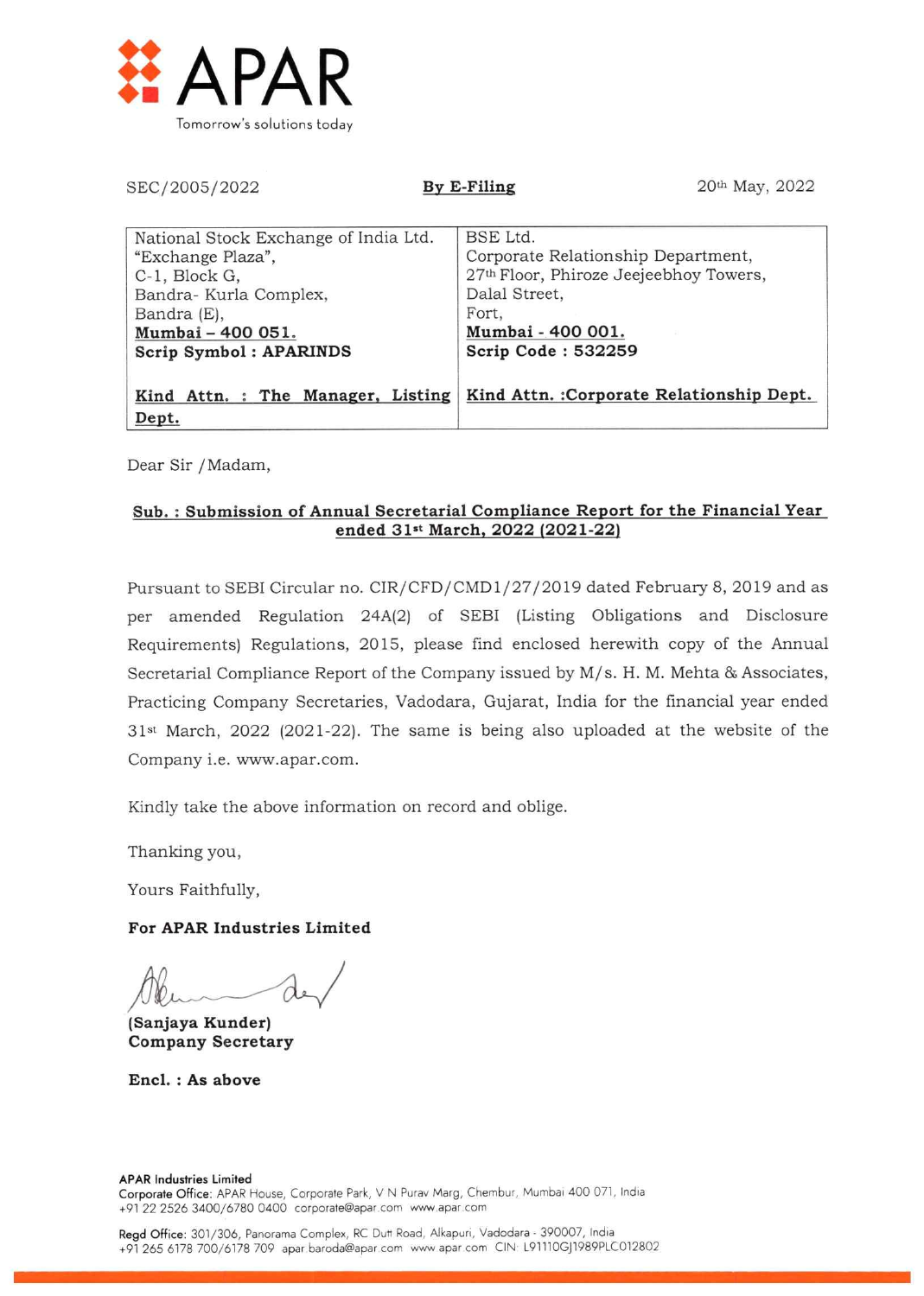**APAR**

Tomorrow's solutions today

SEC/2005/2022 **By E-Filing** 20th May, 2022

| National Stock Exchange of India Ltd.<br>"Exchange Plaza",<br>C-1, Block G,<br>Bandra- Kurla Complex,<br>Bandra (E),<br>**Mumbai – 400 051.**<br>**Scrip Symbol : APARINDS**<br><br>**Kind Attn. : The Manager, Listing Dept.** | BSE Ltd.<br>Corporate Relationship Department,<br>27th Floor, Phiroze Jeejeebhoy Towers,<br>Dalal Street,<br>Fort,<br>**Mumbai - 400 001.**<br>**Scrip Code : 532259**<br><br>**Kind Attn. :Corporate Relationship Dept.** |
|---|---|

Dear Sir /Madam,

**Sub. : Submission of Annual Secretarial Compliance Report for the Financial Year ended 31st March, 2022 (2021-22)**

Pursuant to SEBI Circular no. CIR/CFD/CMD1/27/2019 dated February 8, 2019 and as per amended Regulation 24A(2) of SEBI (Listing Obligations and Disclosure Requirements) Regulations, 2015, please find enclosed herewith copy of the Annual Secretarial Compliance Report of the Company issued by M/s. H. M. Mehta & Associates, Practicing Company Secretaries, Vadodara, Gujarat, India for the financial year ended 31st March, 2022 (2021-22). The same is being also uploaded at the website of the Company i.e. www.apar.com.

Kindly take the above information on record and oblige.

Thanking you,

Yours Faithfully,

**For APAR Industries Limited**

**(Sanjaya Kunder)**
**Company Secretary**

**Encl. : As above**

**APAR Industries Limited**
Corporate Office: APAR House, Corporate Park, V N Purav Marg, Chembur, Mumbai 400 071, India
+91 22 2526 3400/6780 0400 corporate@apar.com www.apar.com

Regd Office: 301/306, Panorama Complex, RC Dutt Road, Alkapuri, Vadodara - 390007, India
+91 265 6178 700/6178 709 apar.baroda@apar.com www.apar.com CIN: L91110GJ1989PLC012802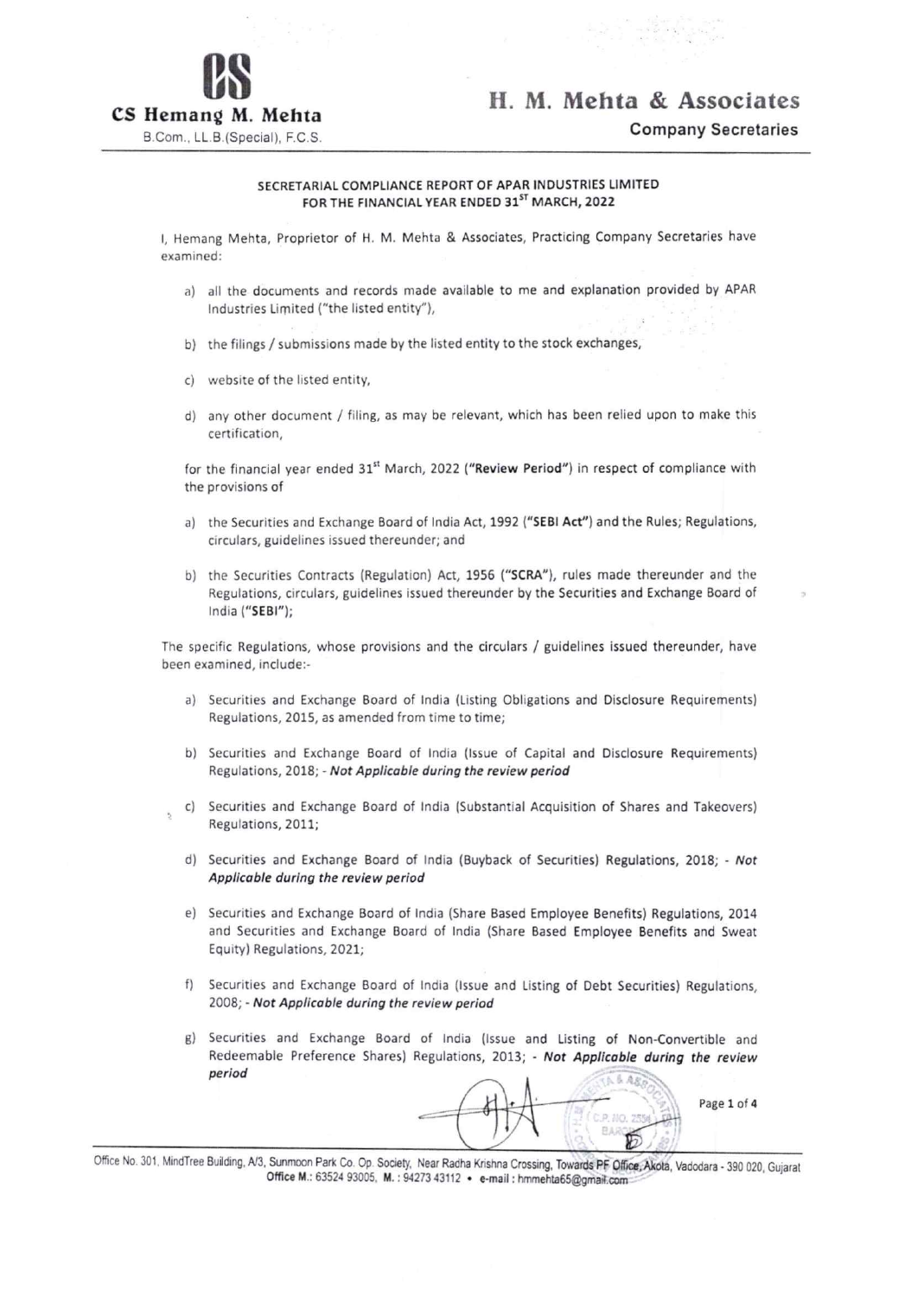**CS Hemang M. Mehta**

B.Com., LL.B.(Special), F.C.S.

**H. M. Mehta & Associates**

**Company Secretaries**

## SECRETARIAL COMPLIANCE REPORT OF APAR INDUSTRIES LIMITED FOR THE FINANCIAL YEAR ENDED 31ST MARCH, 2022

I, Hemang Mehta, Proprietor of H. M. Mehta & Associates, Practicing Company Secretaries have examined:

a) all the documents and records made available to me and explanation provided by APAR Industries Limited ("the listed entity"),

b) the filings / submissions made by the listed entity to the stock exchanges,

c) website of the listed entity,

d) any other document / filing, as may be relevant, which has been relied upon to make this certification,

for the financial year ended 31st March, 2022 (**"Review Period"**) in respect of compliance with the provisions of

a) the Securities and Exchange Board of India Act, 1992 (**"SEBI Act"**) and the Rules; Regulations, circulars, guidelines issued thereunder; and

b) the Securities Contracts (Regulation) Act, 1956 (**"SCRA"**), rules made thereunder and the Regulations, circulars, guidelines issued thereunder by the Securities and Exchange Board of India (**"SEBI"**);

The specific Regulations, whose provisions and the circulars / guidelines issued thereunder, have been examined, include:-

a) Securities and Exchange Board of India (Listing Obligations and Disclosure Requirements) Regulations, 2015, as amended from time to time;

b) Securities and Exchange Board of India (Issue of Capital and Disclosure Requirements) Regulations, 2018; - ***Not Applicable during the review period***

c) Securities and Exchange Board of India (Substantial Acquisition of Shares and Takeovers) Regulations, 2011;

d) Securities and Exchange Board of India (Buyback of Securities) Regulations, 2018; - ***Not Applicable during the review period***

e) Securities and Exchange Board of India (Share Based Employee Benefits) Regulations, 2014 and Securities and Exchange Board of India (Share Based Employee Benefits and Sweat Equity) Regulations, 2021;

f) Securities and Exchange Board of India (Issue and Listing of Debt Securities) Regulations, 2008; - ***Not Applicable during the review period***

g) Securities and Exchange Board of India (Issue and Listing of Non-Convertible and Redeemable Preference Shares) Regulations, 2013; - ***Not Applicable during the review period***

Office No. 301, MindTree Building, A/3, Sunmoon Park Co. Op. Society, Near Radha Krishna Crossing, Towards PF Office, Akota, Vadodara - 390 020, Gujarat
Office M.: 63524 93005, M.: 94273 43112 • e-mail : hmmehta65@gmail.com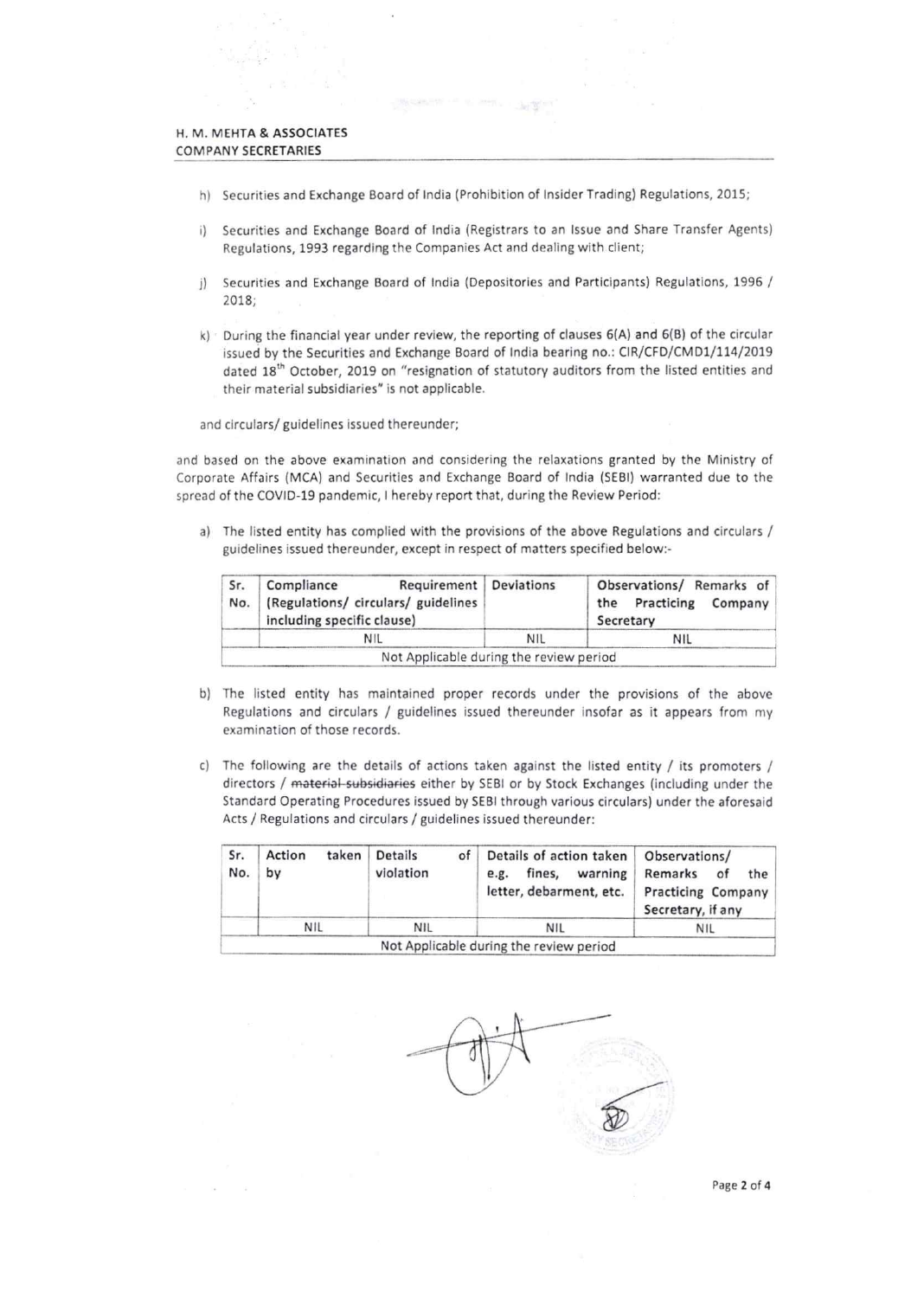H. M. MEHTA & ASSOCIATES
COMPANY SECRETARIES

h) Securities and Exchange Board of India (Prohibition of Insider Trading) Regulations, 2015;

i) Securities and Exchange Board of India (Registrars to an Issue and Share Transfer Agents) Regulations, 1993 regarding the Companies Act and dealing with client;

j) Securities and Exchange Board of India (Depositories and Participants) Regulations, 1996 / 2018;

k) During the financial year under review, the reporting of clauses 6(A) and 6(B) of the circular issued by the Securities and Exchange Board of India bearing no.: CIR/CFD/CMD1/114/2019 dated 18th October, 2019 on "resignation of statutory auditors from the listed entities and their material subsidiaries" is not applicable.

and circulars/ guidelines issued thereunder;

and based on the above examination and considering the relaxations granted by the Ministry of Corporate Affairs (MCA) and Securities and Exchange Board of India (SEBI) warranted due to the spread of the COVID-19 pandemic, I hereby report that, during the Review Period:

a) The listed entity has complied with the provisions of the above Regulations and circulars / guidelines issued thereunder, except in respect of matters specified below:-

| Sr. No. | Compliance Requirement (Regulations/ circulars/ guidelines including specific clause) | Deviations | Observations/ Remarks of the Practicing Company Secretary |
|---|---|---|---|
| | NIL | NIL | NIL |
| Not Applicable during the review period | | | |

b) The listed entity has maintained proper records under the provisions of the above Regulations and circulars / guidelines issued thereunder insofar as it appears from my examination of those records.

c) The following are the details of actions taken against the listed entity / its promoters / directors / ~~material subsidiaries~~ either by SEBI or by Stock Exchanges (including under the Standard Operating Procedures issued by SEBI through various circulars) under the aforesaid Acts / Regulations and circulars / guidelines issued thereunder:

| Sr. No. | Action taken by | Details of violation | Details of action taken e.g. fines, warning letter, debarment, etc. | Observations/ Remarks of the Practicing Company Secretary, if any |
|---|---|---|---|---|
| | NIL | NIL | NIL | NIL |
| Not Applicable during the review period | | | | |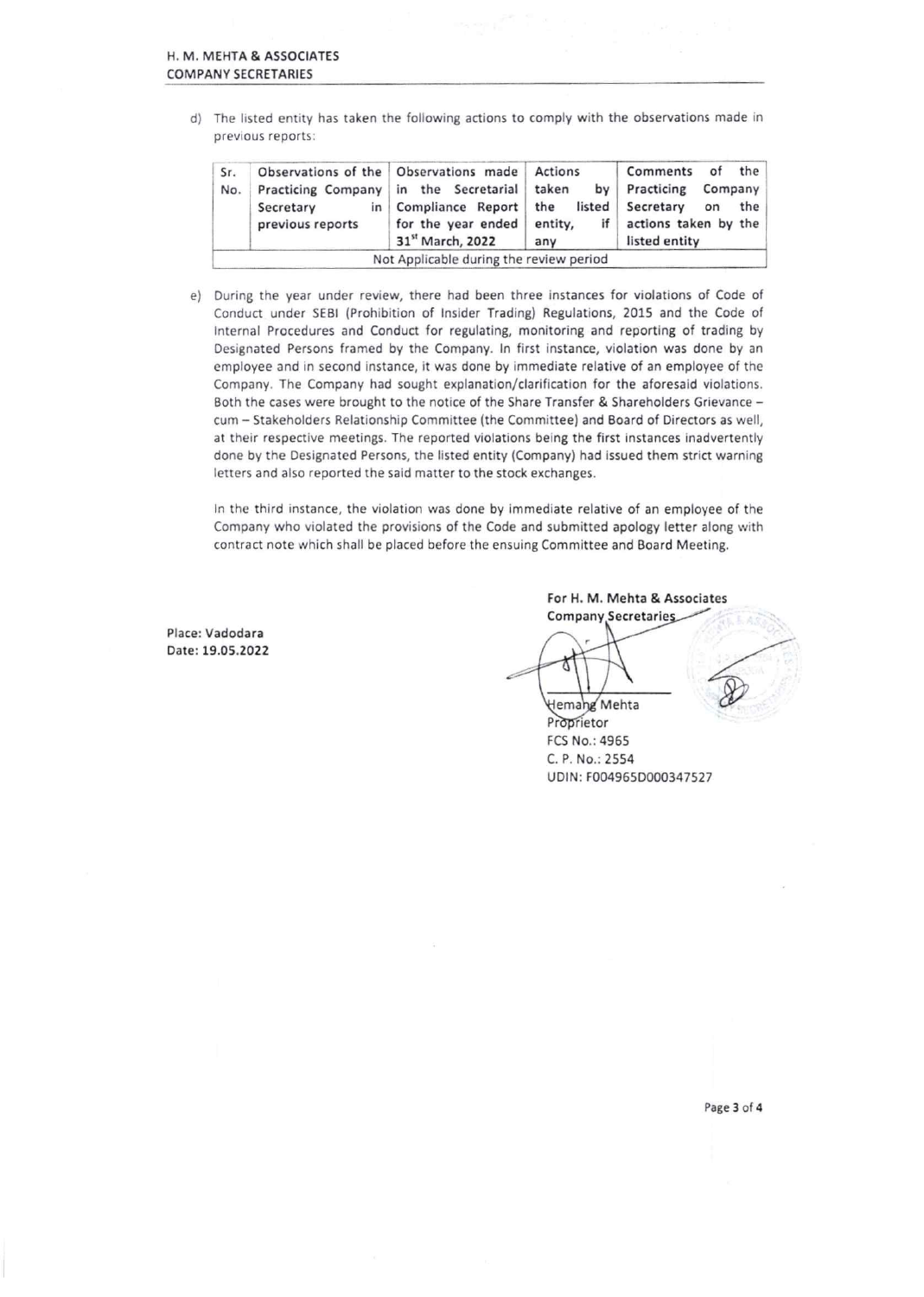d) The listed entity has taken the following actions to comply with the observations made in previous reports:

| Sr. No. | Observations of the Practicing Company Secretary in previous reports | Observations made in the Secretarial Compliance Report for the year ended 31st March, 2022 | Actions taken by the listed entity, if any | Comments of the Practicing Company Secretary on the actions taken by the listed entity |
|---|---|---|---|---|
| Not Applicable during the review period | | | | |

e) During the year under review, there had been three instances for violations of Code of Conduct under SEBI (Prohibition of Insider Trading) Regulations, 2015 and the Code of Internal Procedures and Conduct for regulating, monitoring and reporting of trading by Designated Persons framed by the Company. In first instance, violation was done by an employee and in second instance, it was done by immediate relative of an employee of the Company. The Company had sought explanation/clarification for the aforesaid violations. Both the cases were brought to the notice of the Share Transfer & Shareholders Grievance – cum – Stakeholders Relationship Committee (the Committee) and Board of Directors as well, at their respective meetings. The reported violations being the first instances inadvertently done by the Designated Persons, the listed entity (Company) had issued them strict warning letters and also reported the said matter to the stock exchanges.

In the third instance, the violation was done by immediate relative of an employee of the Company who violated the provisions of the Code and submitted apology letter along with contract note which shall be placed before the ensuing Committee and Board Meeting.

Place: Vadodara
Date: 19.05.2022

For H. M. Mehta & Associates
Company Secretaries

Hemang Mehta
Proprietor
FCS No.: 4965
C. P. No.: 2554
UDIN: F004965D000347527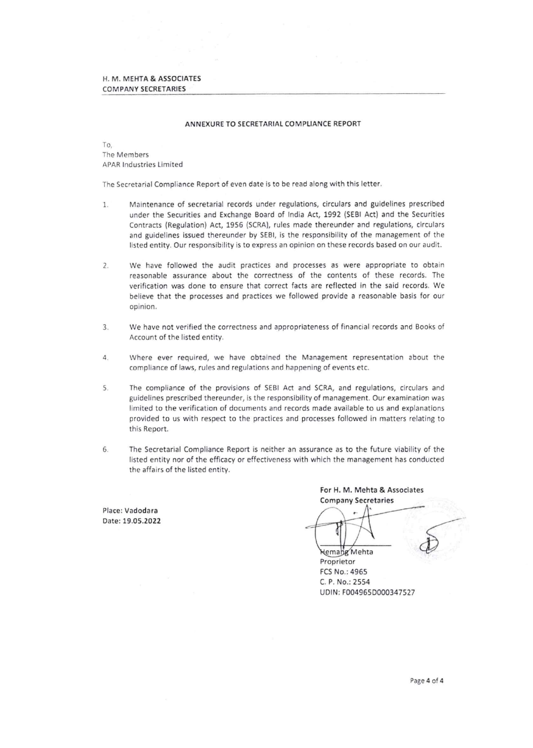H. M. MEHTA & ASSOCIATES
COMPANY SECRETARIES

## ANNEXURE TO SECRETARIAL COMPLIANCE REPORT

To,
The Members
APAR Industries Limited

The Secretarial Compliance Report of even date is to be read along with this letter.

1. Maintenance of secretarial records under regulations, circulars and guidelines prescribed under the Securities and Exchange Board of India Act, 1992 (SEBI Act) and the Securities Contracts (Regulation) Act, 1956 (SCRA), rules made thereunder and regulations, circulars and guidelines issued thereunder by SEBI, is the responsibility of the management of the listed entity. Our responsibility is to express an opinion on these records based on our audit.

2. We have followed the audit practices and processes as were appropriate to obtain reasonable assurance about the correctness of the contents of these records. The verification was done to ensure that correct facts are reflected in the said records. We believe that the processes and practices we followed provide a reasonable basis for our opinion.

3. We have not verified the correctness and appropriateness of financial records and Books of Account of the listed entity.

4. Where ever required, we have obtained the Management representation about the compliance of laws, rules and regulations and happening of events etc.

5. The compliance of the provisions of SEBI Act and SCRA, and regulations, circulars and guidelines prescribed thereunder, is the responsibility of management. Our examination was limited to the verification of documents and records made available to us and explanations provided to us with respect to the practices and processes followed in matters relating to this Report.

6. The Secretarial Compliance Report is neither an assurance as to the future viability of the listed entity nor of the efficacy or effectiveness with which the management has conducted the affairs of the listed entity.

Place: Vadodara
Date: 19.05.2022

**For H. M. Mehta & Associates**
**Company Secretaries**

Hemang Mehta
Proprietor
FCS No.: 4965
C. P. No.: 2554
UDIN: F004965D000347527